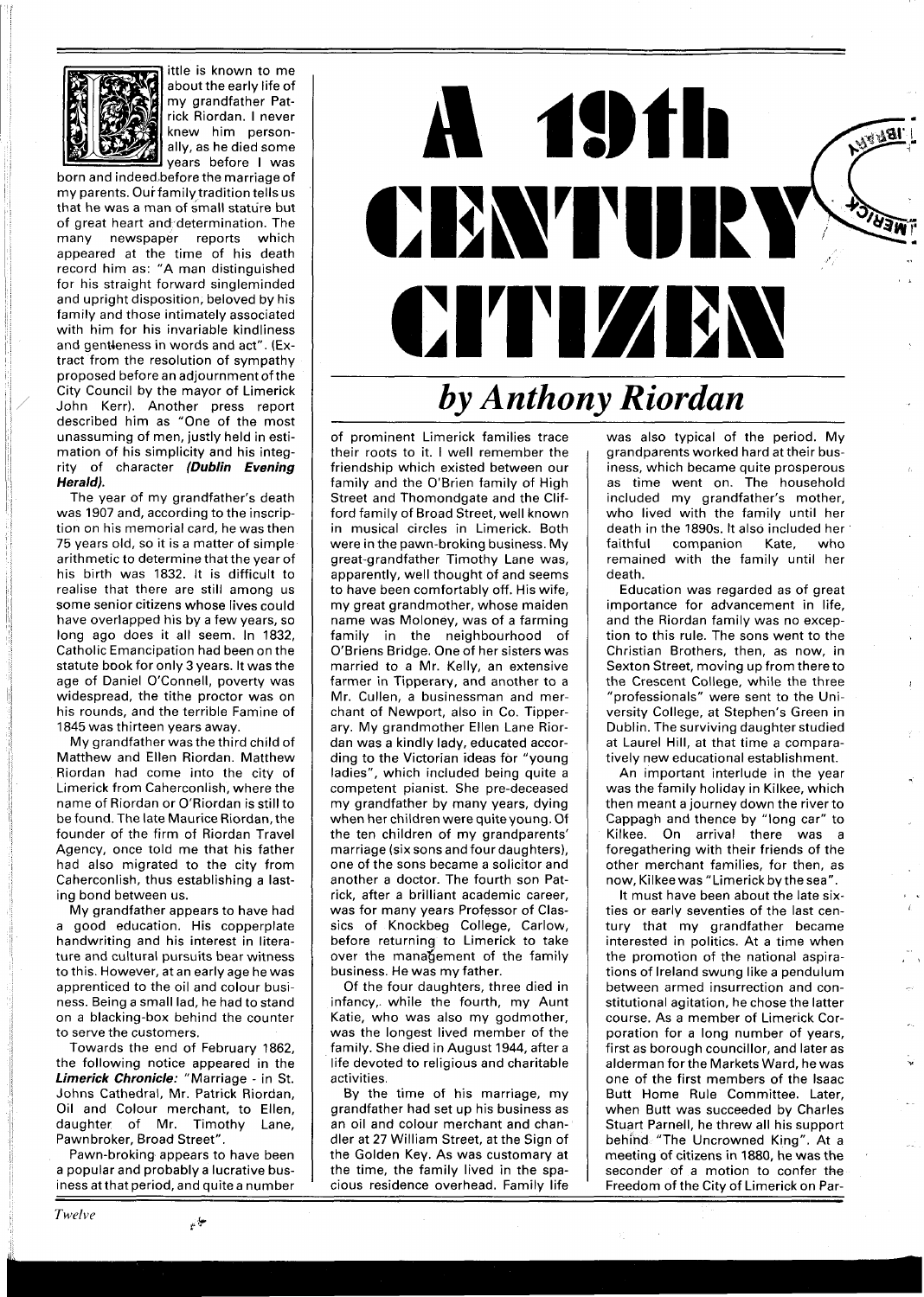# A 19th CENTURY CITIZEN

## *by Anthony Riordan*

Little is known to me about the early life of my grandfather Patrick Riordan. I never knew him personally, as he died some years before I was born and indeed before the marriage of my parents. Our family tradition tells us that he was a man of small stature but of great heart and determination. The many newspaper reports which appeared at the time of his death record him as: "A man distinguished for his straight forward singleminded and upright disposition, beloved by his family and those intimately associated with him for his invariable kindliness and gentleness in words and act". (Extract from the resolution of sympathy proposed before an adjournment of the City Council by the mayor of Limerick John Kerr). Another press report described him as "One of the most unassuming of men, justly held in estimation of his simplicity and his integrity of character **(*Dublin Evening Herald*)**.

The year of my grandfather's death was 1907 and, according to the inscription on his memorial card, he was then 75 years old, so it is a matter of simple arithmetic to determine that the year of his birth was 1832. It is difficult to realise that there are still among us some senior citizens whose lives could have overlapped his by a few years, so long ago does it all seem. In 1832, Catholic Emancipation had been on the statute book for only 3 years. It was the age of Daniel O'Connell, poverty was widespread, the tithe proctor was on his rounds, and the terrible Famine of 1845 was thirteen years away.

My grandfather was the third child of Matthew and Ellen Riordan. Matthew Riordan had come into the city of Limerick from Caherconlish, where the name of Riordan or O'Riordan is still to be found. The late Maurice Riordan, the founder of the firm of Riordan Travel Agency, once told me that his father had also migrated to the city from Caherconlish, thus establishing a lasting bond between us.

My grandfather appears to have had a good education. His copperplate handwriting and his interest in literature and cultural pursuits bear witness to this. However, at an early age he was apprenticed to the oil and colour business. Being a small lad, he had to stand on a blacking-box behind the counter to serve the customers.

Towards the end of February 1862, the following notice appeared in the ***Limerick Chronicle:*** "Marriage - in St. Johns Cathedral, Mr. Patrick Riordan, Oil and Colour merchant, to Ellen, daughter of Mr. Timothy Lane, Pawnbroker, Broad Street".

Pawn-broking appears to have been a popular and probably a lucrative business at that period, and quite a number of prominent Limerick families trace their roots to it. I well remember the friendship which existed between our family and the O'Brien family of High Street and Thomondgate and the Clifford family of Broad Street, well known in musical circles in Limerick. Both were in the pawn-broking business. My great-grandfather Timothy Lane was, apparently, well thought of and seems to have been comfortably off. His wife, my great grandmother, whose maiden name was Moloney, was of a farming family in the neighbourhood of O'Briens Bridge. One of her sisters was married to a Mr. Kelly, an extensive farmer in Tipperary, and another to a Mr. Cullen, a businessman and merchant of Newport, also in Co. Tipperary. My grandmother Ellen Lane Riordan was a kindly lady, educated according to the Victorian ideas for "young ladies", which included being quite a competent pianist. She pre-deceased my grandfather by many years, dying when her children were quite young. Of the ten children of my grandparents' marriage (six sons and four daughters), one of the sons became a solicitor and another a doctor. The fourth son Patrick, after a brilliant academic career, was for many years Professor of Classics of Knockbeg College, Carlow, before returning to Limerick to take over the management of the family business. He was my father.

Of the four daughters, three died in infancy, while the fourth, my Aunt Katie, who was also my godmother, was the longest lived member of the family. She died in August 1944, after a life devoted to religious and charitable activities.

By the time of his marriage, my grandfather had set up his business as an oil and colour merchant and chandler at 27 William Street, at the Sign of the Golden Key. As was customary at the time, the family lived in the spacious residence overhead. Family life was also typical of the period. My grandparents worked hard at their business, which became quite prosperous as time went on. The household included my grandfather's mother, who lived with the family until her death in the 1890s. It also included her faithful companion Kate, who remained with the family until her death.

Education was regarded as of great importance for advancement in life, and the Riordan family was no exception to this rule. The sons went to the Christian Brothers, then, as now, in Sexton Street, moving up from there to the Crescent College, while the three "professionals" were sent to the University College, at Stephen's Green in Dublin. The surviving daughter studied at Laurel Hill, at that time a comparatively new educational establishment.

An important interlude in the year was the family holiday in Kilkee, which then meant a journey down the river to Cappagh and thence by "long car" to Kilkee. On arrival there was a foregathering with their friends of the other merchant families, for then, as now, Kilkee was "Limerick by the sea".

It must have been about the late sixties or early seventies of the last century that my grandfather became interested in politics. At a time when the promotion of the national aspirations of Ireland swung like a pendulum between armed insurrection and constitutional agitation, he chose the latter course. As a member of Limerick Corporation for a long number of years, first as borough councillor, and later as alderman for the Markets Ward, he was one of the first members of the Isaac Butt Home Rule Committee. Later, when Butt was succeeded by Charles Stuart Parnell, he threw all his support behind "The Uncrowned King". At a meeting of citizens in 1880, he was the seconder of a motion to confer the Freedom of the City of Limerick on Par-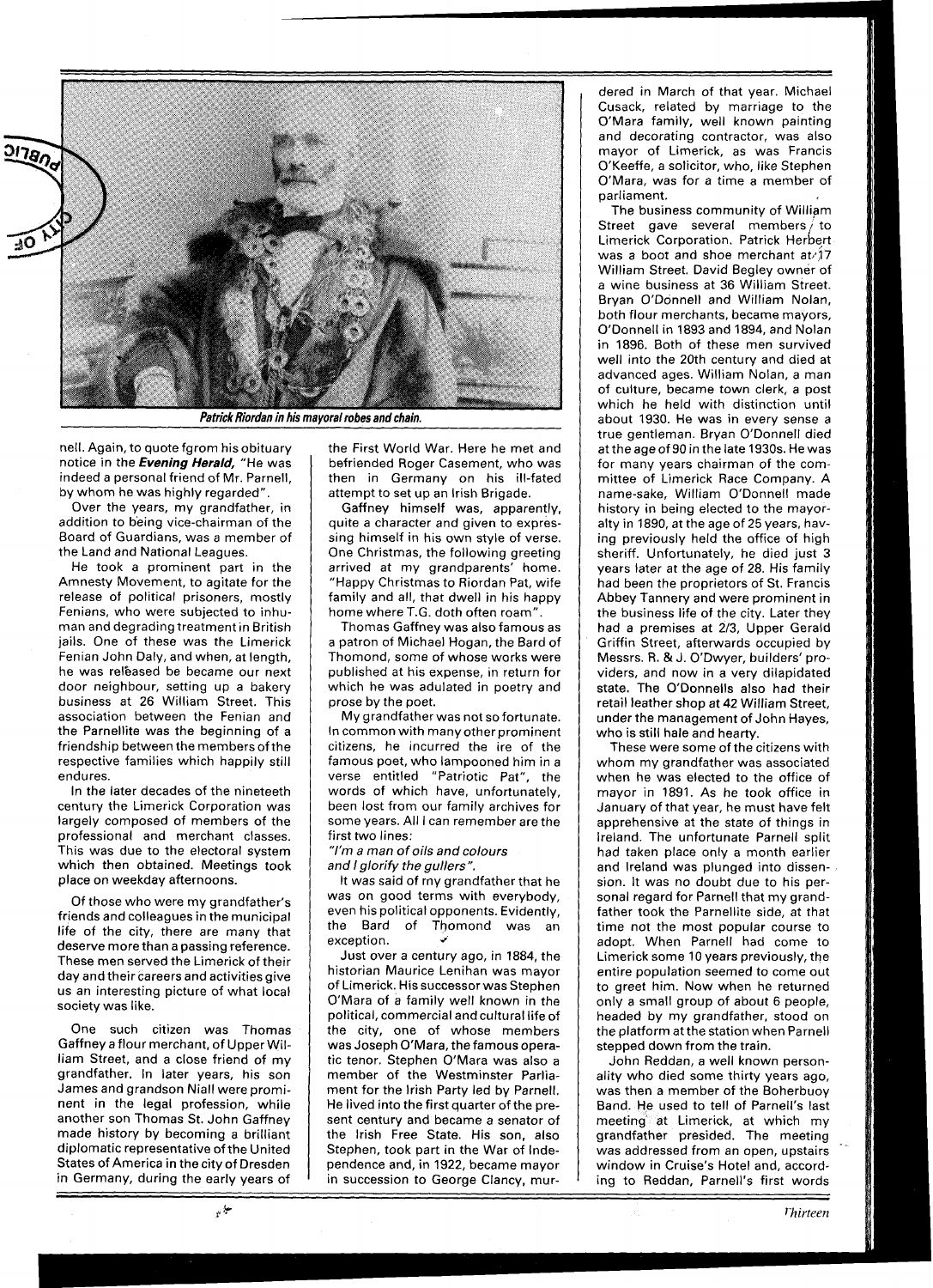Patrick Riordan in his mayoral robes and chain.

nell. Again, to quote fgrom his obituary notice in the ***Evening Herald,*** "He was indeed a personal friend of Mr. Parnell, by whom he was highly regarded".

Over the years, my grandfather, in addition to being vice-chairman of the Board of Guardians, was a member of the Land and National Leagues.

He took a prominent part in the Amnesty Movement, to agitate for the release of political prisoners, mostly Fenians, who were subjected to inhuman and degrading treatment in British jails. One of these was the Limerick Fenian John Daly, and when, at length, he was relèased be became our next door neighbour, setting up a bakery business at 26 William Street. This association between the Fenian and the Parnellite was the beginning of a friendship between the members of the respective families which happily still endures.

In the later decades of the nineteeth century the Limerick Corporation was largely composed of members of the professional and merchant classes. This was due to the electoral system which then obtained. Meetings took place on weekday afternoons.

Of those who were my grandfather's friends and colleagues in the municipal life of the city, there are many that deserve more than a passing reference. These men served the Limerick of their day and their careers and activities give us an interesting picture of what local society was like.

One such citizen was Thomas Gaffney a flour merchant, of Upper William Street, and a close friend of my grandfather. In later years, his son James and grandson Niall were prominent in the legal profession, while another son Thomas St. John Gaffney made history by becoming a brilliant diplomatic representative of the United States of America in the city of Dresden in Germany, during the early years of the First World War. Here he met and befriended Roger Casement, who was then in Germany on his ill-fated attempt to set up an Irish Brigade.

Gaffney himself was, apparently, quite a character and given to expressing himself in his own style of verse. One Christmas, the following greeting arrived at my grandparents' home. "Happy Christmas to Riordan Pat, wife family and all, that dwell in his happy home where T.G. doth often roam".

Thomas Gaffney was also famous as a patron of Michael Hogan, the Bard of Thomond, some of whose works were published at his expense, in return for which he was adulated in poetry and prose by the poet.

My grandfather was not so fortunate. In common with many other prominent citizens, he incurred the ire of the famous poet, who lampooned him in a verse entitled "Patriotic Pat", the words of which have, unfortunately, been lost from our family archives for some years. All I can remember are the first two lines:

*"I'm a man of oils and colours*
*and I glorify the gullers".*

It was said of my grandfather that he was on good terms with everybody, even his political opponents. Evidently, the Bard of Thomond was an exception.

Just over a century ago, in 1884, the historian Maurice Lenihan was mayor of Limerick. His successor was Stephen O'Mara of a family well known in the political, commercial and cultural life of the city, one of whose members was Joseph O'Mara, the famous operatic tenor. Stephen O'Mara was also a member of the Westminster Parliament for the Irish Party led by Parnell. He lived into the first quarter of the present century and became a senator of the Irish Free State. His son, also Stephen, took part in the War of Independence and, in 1922, became mayor in succession to George Clancy, murdered in March of that year. Michael Cusack, related by marriage to the O'Mara family, well known painting and decorating contractor, was also mayor of Limerick, as was Francis O'Keeffe, a solicitor, who, like Stephen O'Mara, was for a time a member of parliament.

The business community of William Street gave several members to Limerick Corporation. Patrick Herbert was a boot and shoe merchant at 17 William Street. David Begley owner of a wine business at 36 William Street. Bryan O'Donnell and William Nolan, both flour merchants, became mayors, O'Donnell in 1893 and 1894, and Nolan in 1896. Both of these men survived well into the 20th century and died at advanced ages. William Nolan, a man of culture, became town clerk, a post which he held with distinction until about 1930. He was in every sense a true gentleman. Bryan O'Donnell died at the age of 90 in the late 1930s. He was for many years chairman of the committee of Limerick Race Company. A name-sake, William O'Donnell made history in being elected to the mayoralty in 1890, at the age of 25 years, having previously held the office of high sheriff. Unfortunately, he died just 3 years later at the age of 28. His family had been the proprietors of St. Francis Abbey Tannery and were prominent in the business life of the city. Later they had a premises at 2/3, Upper Gerald Griffin Street, afterwards occupied by Messrs. R. & J. O'Dwyer, builders' providers, and now in a very dilapidated state. The O'Donnells also had their retail leather shop at 42 William Street, under the management of John Hayes, who is still hale and hearty.

These were some of the citizens with whom my grandfather was associated when he was elected to the office of mayor in 1891. As he took office in January of that year, he must have felt apprehensive at the state of things in Ireland. The unfortunate Parnell split had taken place only a month earlier and Ireland was plunged into dissension. It was no doubt due to his personal regard for Parnell that my grandfather took the Parnellite side, at that time not the most popular course to adopt. When Parnell had come to Limerick some 10 years previously, the entire population seemed to come out to greet him. Now when he returned only a small group of about 6 people, headed by my grandfather, stood on the platform at the station when Parnell stepped down from the train.

John Reddan, a well known personality who died some thirty years ago, was then a member of the Boherbuoy Band. He used to tell of Parnell's last meeting at Limerick, at which my grandfather presided. The meeting was addressed from an open, upstairs window in Cruise's Hotel and, according to Reddan, Parnell's first words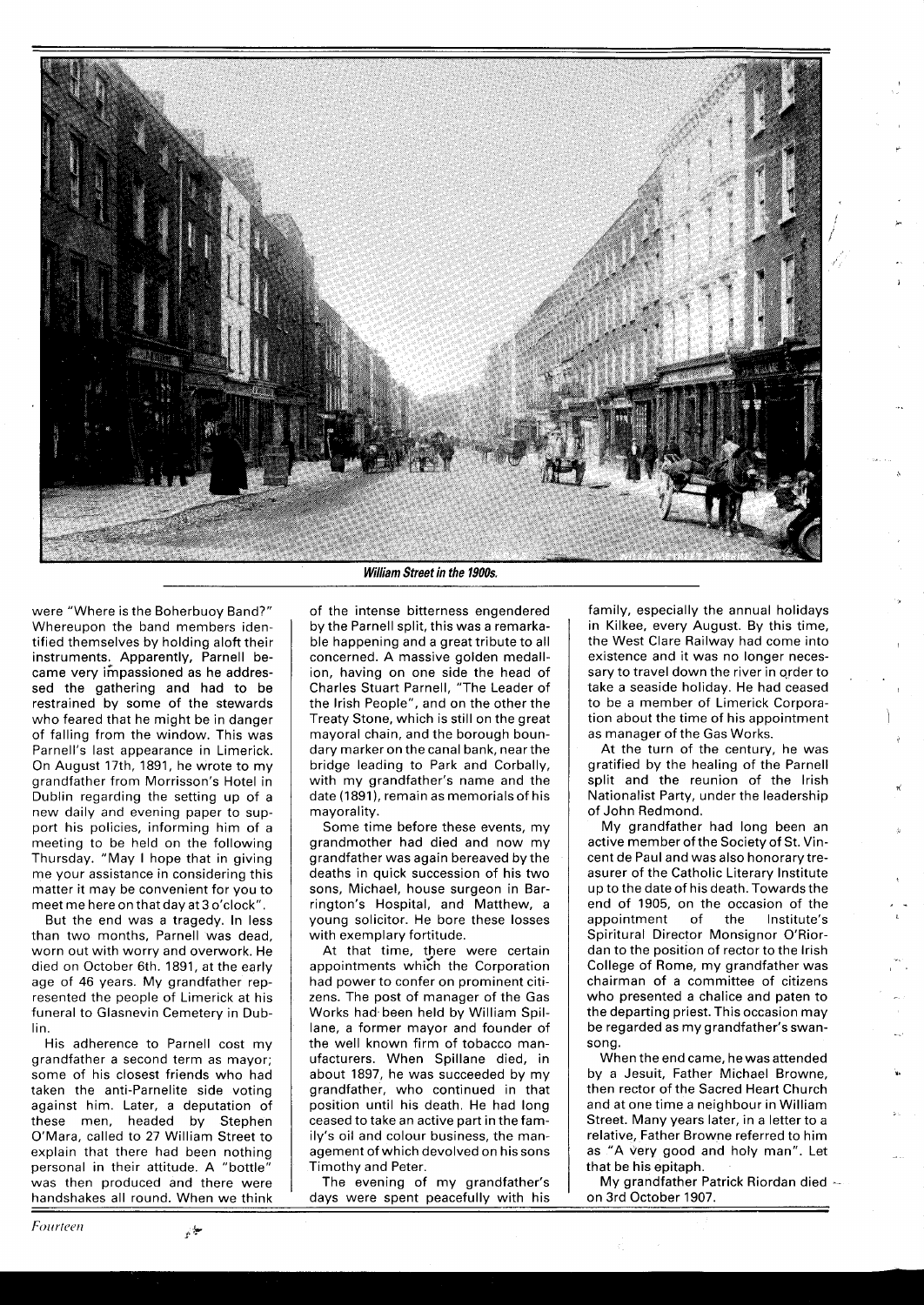*William Street in the 1900s.*

were "Where is the Boherbuoy Band?" Whereupon the band members identified themselves by holding aloft their instruments. Apparently, Parnell became very impassioned as he addressed the gathering and had to be restrained by some of the stewards who feared that he might be in danger of falling from the window. This was Parnell's last appearance in Limerick. On August 17th, 1891, he wrote to my grandfather from Morrisson's Hotel in Dublin regarding the setting up of a new daily and evening paper to support his policies, informing him of a meeting to be held on the following Thursday. "May I hope that in giving me your assistance in considering this matter it may be convenient for you to meet me here on that day at 3 o'clock".

But the end was a tragedy. In less than two months, Parnell was dead, worn out with worry and overwork. He died on October 6th. 1891, at the early age of 46 years. My grandfather represented the people of Limerick at his funeral to Glasnevin Cemetery in Dublin.

His adherence to Parnell cost my grandfather a second term as mayor; some of his closest friends who had taken the anti-Parnelite side voting against him. Later, a deputation of these men, headed by Stephen O'Mara, called to 27 William Street to explain that there had been nothing personal in their attitude. A "bottle" was then produced and there were handshakes all round. When we think of the intense bitterness engendered by the Parnell split, this was a remarkable happening and a great tribute to all concerned. A massive golden medallion, having on one side the head of Charles Stuart Parnell, "The Leader of the Irish People", and on the other the Treaty Stone, which is still on the great mayoral chain, and the borough boundary marker on the canal bank, near the bridge leading to Park and Corbally, with my grandfather's name and the date (1891), remain as memorials of his mayorality.

Some time before these events, my grandmother had died and now my grandfather was again bereaved by the deaths in quick succession of his two sons, Michael, house surgeon in Barrington's Hospital, and Matthew, a young solicitor. He bore these losses with exemplary fortitude.

At that time, there were certain appointments which the Corporation had power to confer on prominent citizens. The post of manager of the Gas Works had been held by William Spillane, a former mayor and founder of the well known firm of tobacco manufacturers. When Spillane died, in about 1897, he was succeeded by my grandfather, who continued in that position until his death. He had long ceased to take an active part in the family's oil and colour business, the management of which devolved on his sons Timothy and Peter.

The evening of my grandfather's days were spent peacefully with his family, especially the annual holidays in Kilkee, every August. By this time, the West Clare Railway had come into existence and it was no longer necessary to travel down the river in order to take a seaside holiday. He had ceased to be a member of Limerick Corporation about the time of his appointment as manager of the Gas Works.

At the turn of the century, he was gratified by the healing of the Parnell split and the reunion of the Irish Nationalist Party, under the leadership of John Redmond.

My grandfather had long been an active member of the Society of St. Vincent de Paul and was also honorary treasurer of the Catholic Literary Institute up to the date of his death. Towards the end of 1905, on the occasion of the appointment of the Institute's Spiritual Director Monsignor O'Riordan to the position of rector to the Irish College of Rome, my grandfather was chairman of a committee of citizens who presented a chalice and paten to the departing priest. This occasion may be regarded as my grandfather's swansong.

When the end came, he was attended by a Jesuit, Father Michael Browne, then rector of the Sacred Heart Church and at one time a neighbour in William Street. Many years later, in a letter to a relative, Father Browne referred to him as "A very good and holy man". Let that be his epitaph.

My grandfather Patrick Riordan died on 3rd October 1907.